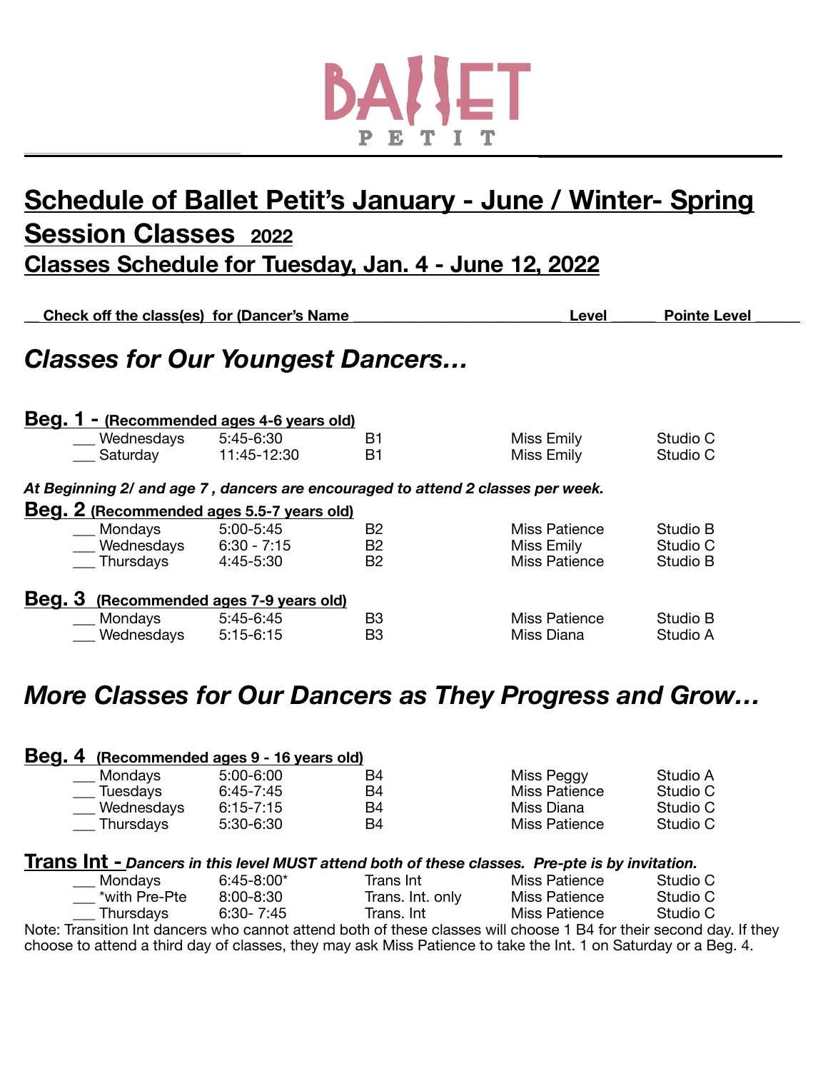BALLET PETIT

# Schedule of Ballet Petit's January - June / Winter- Spring Session Classes 2022

## Classes Schedule for Tuesday, Jan. 4 - June 12, 2022

**__ Check off the class(es) for (Dancer's Name ___________________________ Level ______ Pointe Level ______**

## *Classes for Our Youngest Dancers…*

### Beg. 1 - (Recommended ages 4-6 years old)

| | | | | |
|---|---|---|---|---|
| ___ Wednesdays | 5:45-6:30 | B1 | Miss Emily | Studio C |
| ___ Saturday | 11:45-12:30 | B1 | Miss Emily | Studio C |

***At Beginning 2/ and age 7 , dancers are encouraged to attend 2 classes per week.***

### Beg. 2 (Recommended ages 5.5-7 years old)

| | | | | |
|---|---|---|---|---|
| ___ Mondays | 5:00-5:45 | B2 | Miss Patience | Studio B |
| ___ Wednesdays | 6:30 - 7:15 | B2 | Miss Emily | Studio C |
| ___ Thursdays | 4:45-5:30 | B2 | Miss Patience | Studio B |

### Beg. 3 (Recommended ages 7-9 years old)

| | | | | |
|---|---|---|---|---|
| ___ Mondays | 5:45-6:45 | B3 | Miss Patience | Studio B |
| ___ Wednesdays | 5:15-6:15 | B3 | Miss Diana | Studio A |

## *More Classes for Our Dancers as They Progress and Grow…*

### Beg. 4 (Recommended ages 9 - 16 years old)

| | | | | |
|---|---|---|---|---|
| ___ Mondays | 5:00-6:00 | B4 | Miss Peggy | Studio A |
| ___ Tuesdays | 6:45-7:45 | B4 | Miss Patience | Studio C |
| ___ Wednesdays | 6:15-7:15 | B4 | Miss Diana | Studio C |
| ___ Thursdays | 5:30-6:30 | B4 | Miss Patience | Studio C |

### Trans Int - *Dancers in this level MUST attend both of these classes. Pre-pte is by invitation.*

| | | | | |
|---|---|---|---|---|
| ___ Mondays | 6:45-8:00* | Trans Int | Miss Patience | Studio C |
| ___ *with Pre-Pte | 8:00-8:30 | Trans. Int. only | Miss Patience | Studio C |
| ___ Thursdays | 6:30- 7:45 | Trans. Int | Miss Patience | Studio C |

Note: Transition Int dancers who cannot attend both of these classes will choose 1 B4 for their second day. If they choose to attend a third day of classes, they may ask Miss Patience to take the Int. 1 on Saturday or a Beg. 4.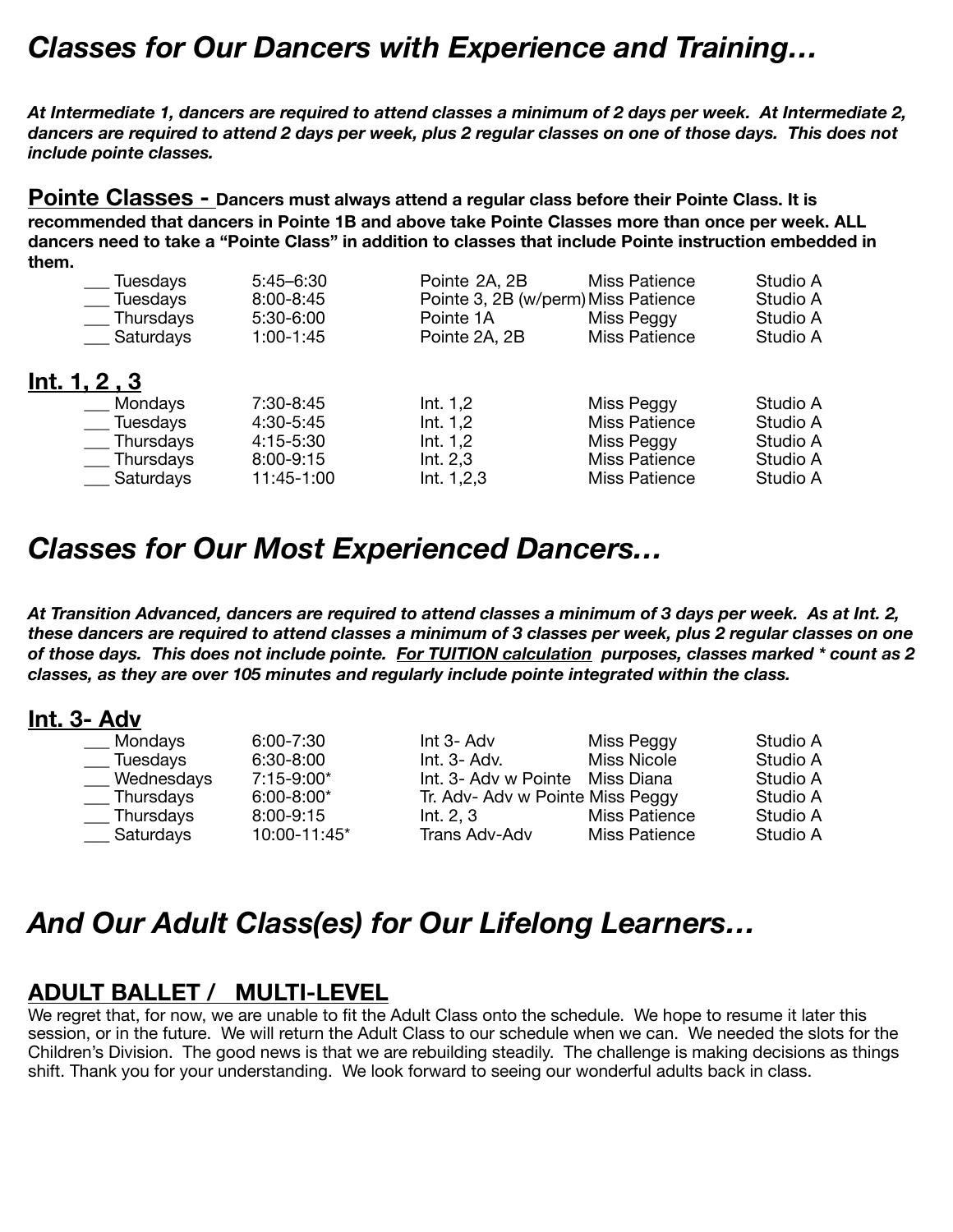# *Classes for Our Dancers with Experience and Training…*

***At Intermediate 1, dancers are required to attend classes a minimum of 2 days per week. At Intermediate 2, dancers are required to attend 2 days per week, plus 2 regular classes on one of those days. This does not include pointe classes.***

**Pointe Classes -** **Dancers must always attend a regular class before their Pointe Class. It is recommended that dancers in Pointe 1B and above take Pointe Classes more than once per week. ALL dancers need to take a "Pointe Class" in addition to classes that include Pointe instruction embedded in them.**

| | | | | |
|---|---|---|---|---|
| ___ Tuesdays | 5:45–6:30 | Pointe 2A, 2B | Miss Patience | Studio A |
| ___ Tuesdays | 8:00-8:45 | Pointe 3, 2B (w/perm) | Miss Patience | Studio A |
| ___ Thursdays | 5:30-6:00 | Pointe 1A | Miss Peggy | Studio A |
| ___ Saturdays | 1:00-1:45 | Pointe 2A, 2B | Miss Patience | Studio A |

## Int. 1, 2 , 3

| | | | | |
|---|---|---|---|---|
| ___ Mondays | 7:30-8:45 | Int. 1,2 | Miss Peggy | Studio A |
| ___ Tuesdays | 4:30-5:45 | Int. 1,2 | Miss Patience | Studio A |
| ___ Thursdays | 4:15-5:30 | Int. 1,2 | Miss Peggy | Studio A |
| ___ Thursdays | 8:00-9:15 | Int. 2,3 | Miss Patience | Studio A |
| ___ Saturdays | 11:45-1:00 | Int. 1,2,3 | Miss Patience | Studio A |

# *Classes for Our Most Experienced Dancers…*

***At Transition Advanced, dancers are required to attend classes a minimum of 3 days per week. As at Int. 2, these dancers are required to attend classes a minimum of 3 classes per week, plus 2 regular classes on one of those days. This does not include pointe. For TUITION calculation purposes, classes marked * count as 2 classes, as they are over 105 minutes and regularly include pointe integrated within the class.***

## Int. 3- Adv

| | | | | |
|---|---|---|---|---|
| ___ Mondays | 6:00-7:30 | Int 3- Adv | Miss Peggy | Studio A |
| ___ Tuesdays | 6:30-8:00 | Int. 3- Adv. | Miss Nicole | Studio A |
| ___ Wednesdays | 7:15-9:00* | Int. 3- Adv w Pointe | Miss Diana | Studio A |
| ___ Thursdays | 6:00-8:00* | Tr. Adv- Adv w Pointe | Miss Peggy | Studio A |
| ___ Thursdays | 8:00-9:15 | Int. 2, 3 | Miss Patience | Studio A |
| ___ Saturdays | 10:00-11:45* | Trans Adv-Adv | Miss Patience | Studio A |

# *And Our Adult Class(es) for Our Lifelong Learners…*

## ADULT BALLET / MULTI-LEVEL

We regret that, for now, we are unable to fit the Adult Class onto the schedule. We hope to resume it later this session, or in the future. We will return the Adult Class to our schedule when we can. We needed the slots for the Children's Division. The good news is that we are rebuilding steadily. The challenge is making decisions as things shift. Thank you for your understanding. We look forward to seeing our wonderful adults back in class.